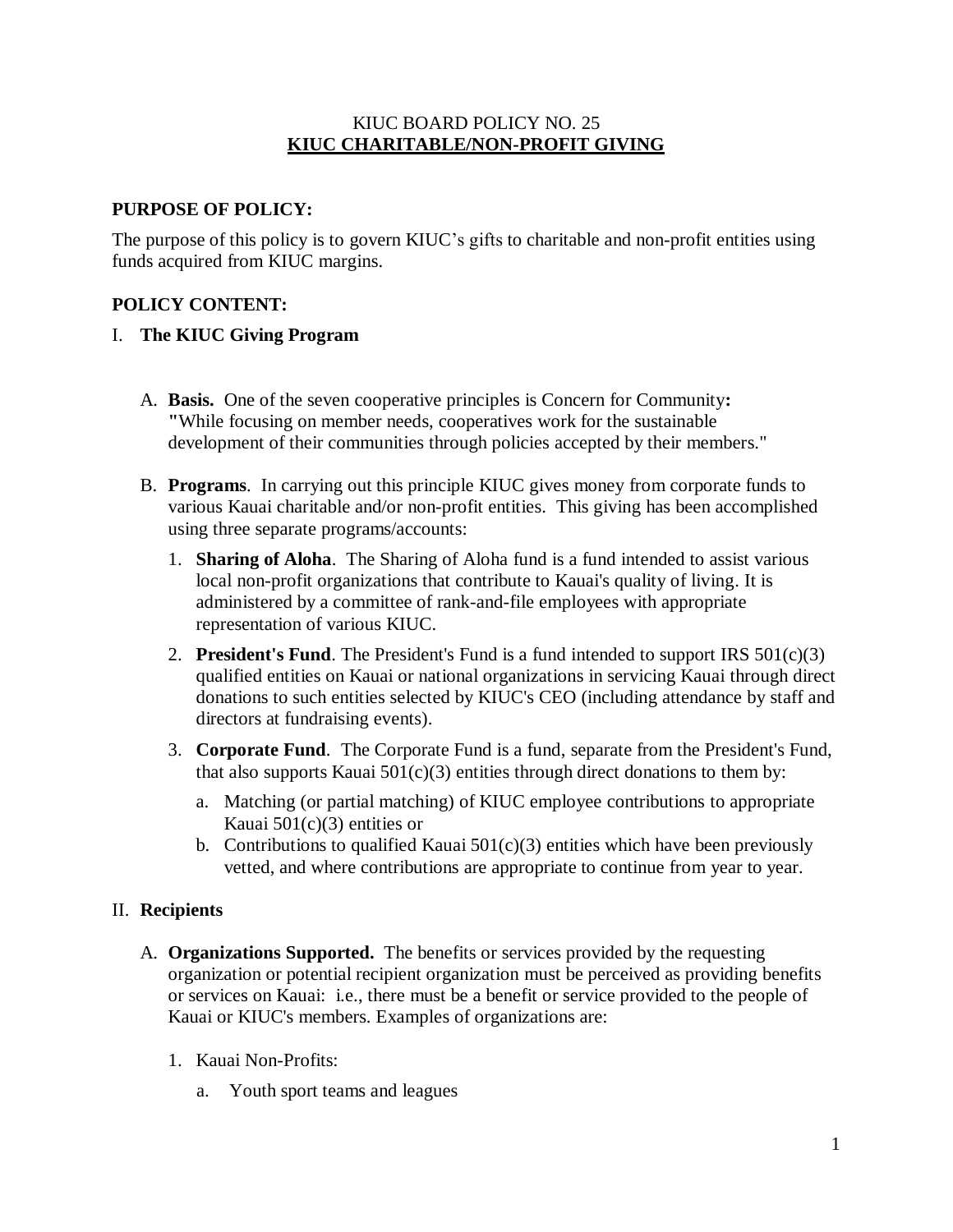# KIUC BOARD POLICY NO. 25
## KIUC CHARITABLE/NON-PROFIT GIVING

**PURPOSE OF POLICY:**

The purpose of this policy is to govern KIUC's gifts to charitable and non-profit entities using funds acquired from KIUC margins.

**POLICY CONTENT:**

I. **The KIUC Giving Program**

A. **Basis.** One of the seven cooperative principles is Concern for Community**:** **"**While focusing on member needs, cooperatives work for the sustainable development of their communities through policies accepted by their members."

B. **Programs**. In carrying out this principle KIUC gives money from corporate funds to various Kauai charitable and/or non-profit entities. This giving has been accomplished using three separate programs/accounts:

1. **Sharing of Aloha**. The Sharing of Aloha fund is a fund intended to assist various local non-profit organizations that contribute to Kauai's quality of living. It is administered by a committee of rank-and-file employees with appropriate representation of various KIUC.

2. **President's Fund**. The President's Fund is a fund intended to support IRS 501(c)(3) qualified entities on Kauai or national organizations in servicing Kauai through direct donations to such entities selected by KIUC's CEO (including attendance by staff and directors at fundraising events).

3. **Corporate Fund**. The Corporate Fund is a fund, separate from the President's Fund, that also supports Kauai 501(c)(3) entities through direct donations to them by:

   a. Matching (or partial matching) of KIUC employee contributions to appropriate Kauai 501(c)(3) entities or

   b. Contributions to qualified Kauai 501(c)(3) entities which have been previously vetted, and where contributions are appropriate to continue from year to year.

II. **Recipients**

A. **Organizations Supported.** The benefits or services provided by the requesting organization or potential recipient organization must be perceived as providing benefits or services on Kauai: i.e., there must be a benefit or service provided to the people of Kauai or KIUC's members. Examples of organizations are:

1. Kauai Non-Profits:

   a. Youth sport teams and leagues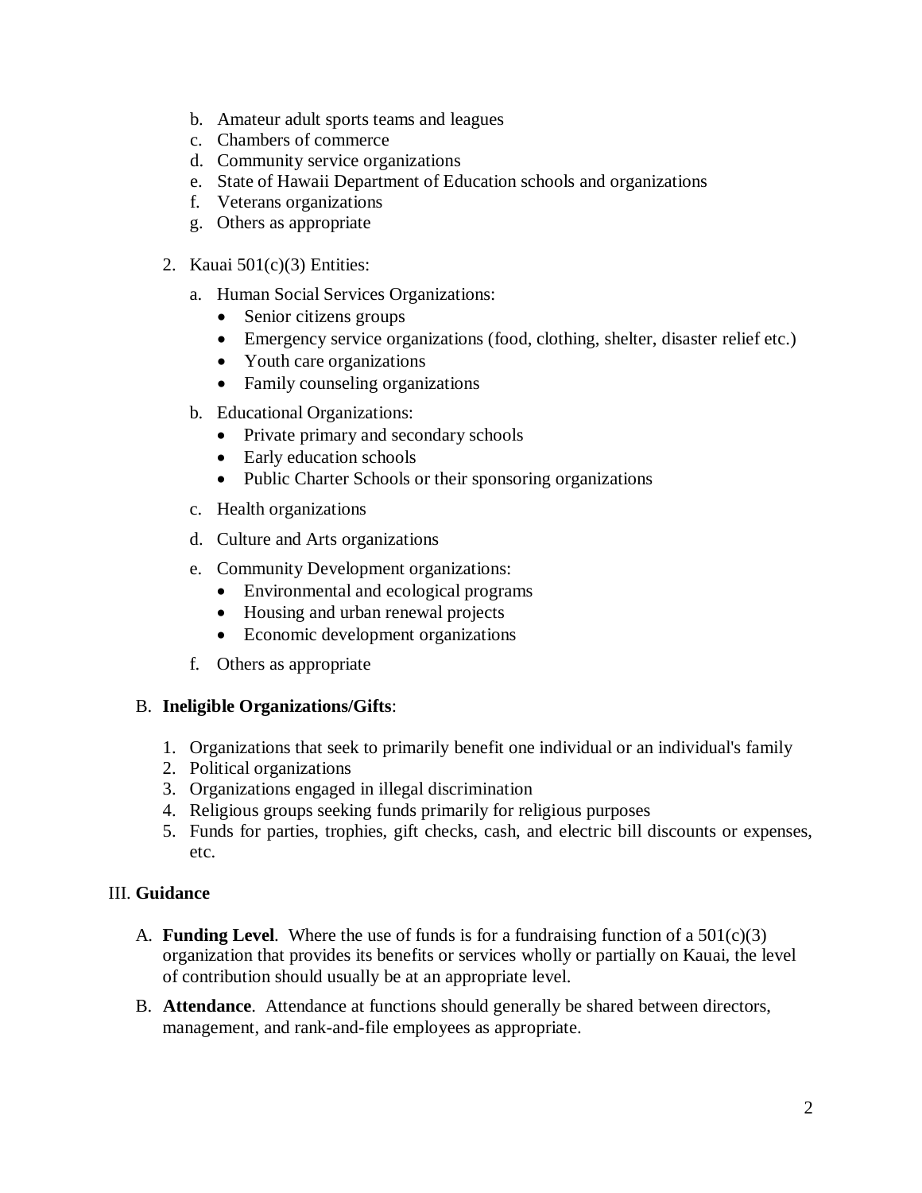b. Amateur adult sports teams and leagues
   c. Chambers of commerce
   d. Community service organizations
   e. State of Hawaii Department of Education schools and organizations
   f. Veterans organizations
   g. Others as appropriate

2. Kauai 501(c)(3) Entities:

   a. Human Social Services Organizations:
      - Senior citizens groups
      - Emergency service organizations (food, clothing, shelter, disaster relief etc.)
      - Youth care organizations
      - Family counseling organizations

   b. Educational Organizations:
      - Private primary and secondary schools
      - Early education schools
      - Public Charter Schools or their sponsoring organizations

   c. Health organizations

   d. Culture and Arts organizations

   e. Community Development organizations:
      - Environmental and ecological programs
      - Housing and urban renewal projects
      - Economic development organizations

   f. Others as appropriate

B. **Ineligible Organizations/Gifts**:

   1. Organizations that seek to primarily benefit one individual or an individual's family
   2. Political organizations
   3. Organizations engaged in illegal discrimination
   4. Religious groups seeking funds primarily for religious purposes
   5. Funds for parties, trophies, gift checks, cash, and electric bill discounts or expenses, etc.

III. **Guidance**

A. **Funding Level**. Where the use of funds is for a fundraising function of a 501(c)(3) organization that provides its benefits or services wholly or partially on Kauai, the level of contribution should usually be at an appropriate level.

B. **Attendance**. Attendance at functions should generally be shared between directors, management, and rank-and-file employees as appropriate.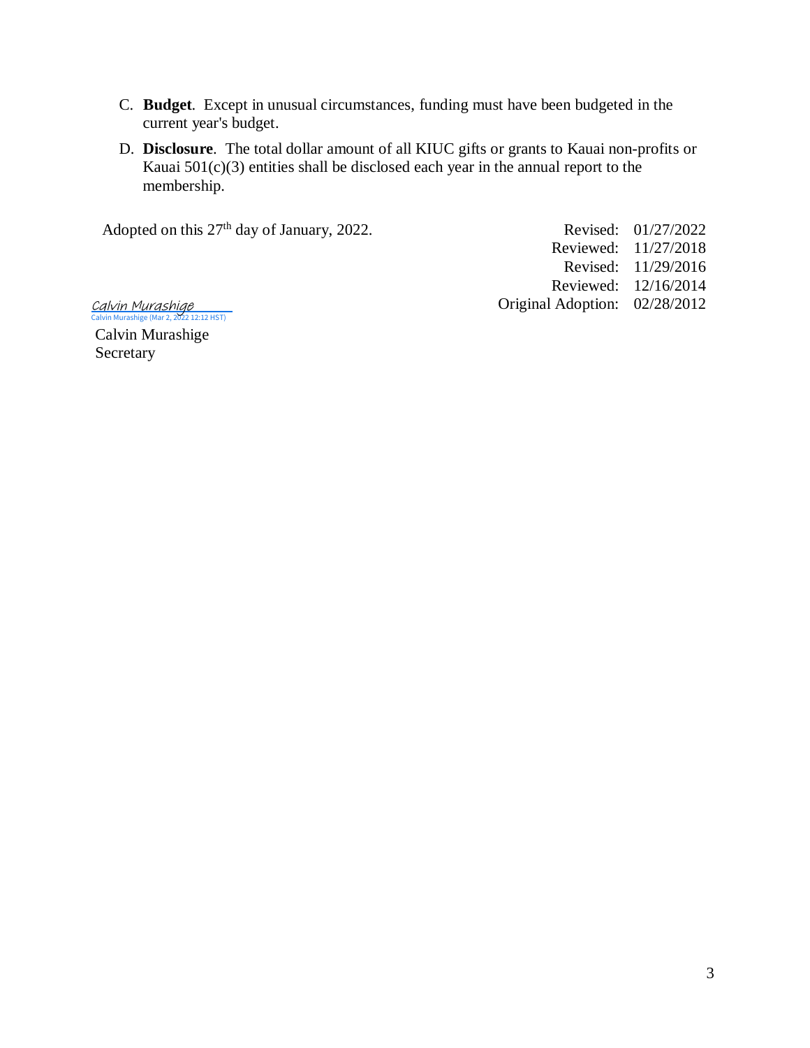C. **Budget**. Except in unusual circumstances, funding must have been budgeted in the current year's budget.

D. **Disclosure**. The total dollar amount of all KIUC gifts or grants to Kauai non-profits or Kauai 501(c)(3) entities shall be disclosed each year in the annual report to the membership.

Adopted on this 27th day of January, 2022.

| | |
|---|---|
| Revised: | 01/27/2022 |
| Reviewed: | 11/27/2018 |
| Revised: | 11/29/2016 |
| Reviewed: | 12/16/2014 |
| Original Adoption: | 02/28/2012 |

*Calvin Murashige*
Calvin Murashige (Mar 2, 2022 12:12 HST)

Calvin Murashige
Secretary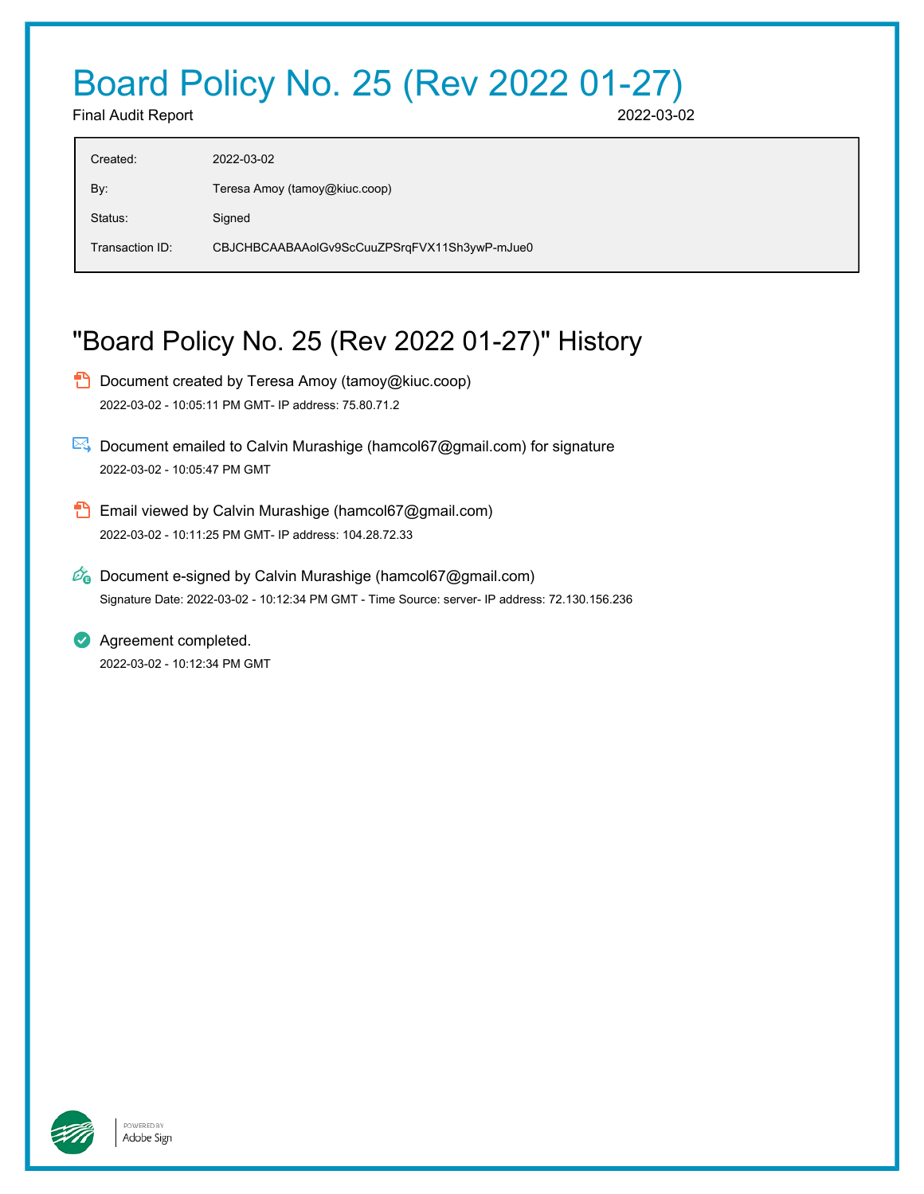# Board Policy No. 25 (Rev 2022 01-27)

Final Audit Report 2022-03-02

| | |
|---|---|
| Created: | 2022-03-02 |
| By: | Teresa Amoy (tamoy@kiuc.coop) |
| Status: | Signed |
| Transaction ID: | CBJCHBCAABAAolGv9ScCuuZPSrqFVX11Sh3ywP-mJue0 |

## "Board Policy No. 25 (Rev 2022 01-27)" History

- Document created by Teresa Amoy (tamoy@kiuc.coop)
  2022-03-02 - 10:05:11 PM GMT- IP address: 75.80.71.2

- Document emailed to Calvin Murashige (hamcol67@gmail.com) for signature
  2022-03-02 - 10:05:47 PM GMT

- Email viewed by Calvin Murashige (hamcol67@gmail.com)
  2022-03-02 - 10:11:25 PM GMT- IP address: 104.28.72.33

- Document e-signed by Calvin Murashige (hamcol67@gmail.com)
  Signature Date: 2022-03-02 - 10:12:34 PM GMT - Time Source: server- IP address: 72.130.156.236

- Agreement completed.
  2022-03-02 - 10:12:34 PM GMT

POWERED BY Adobe Sign